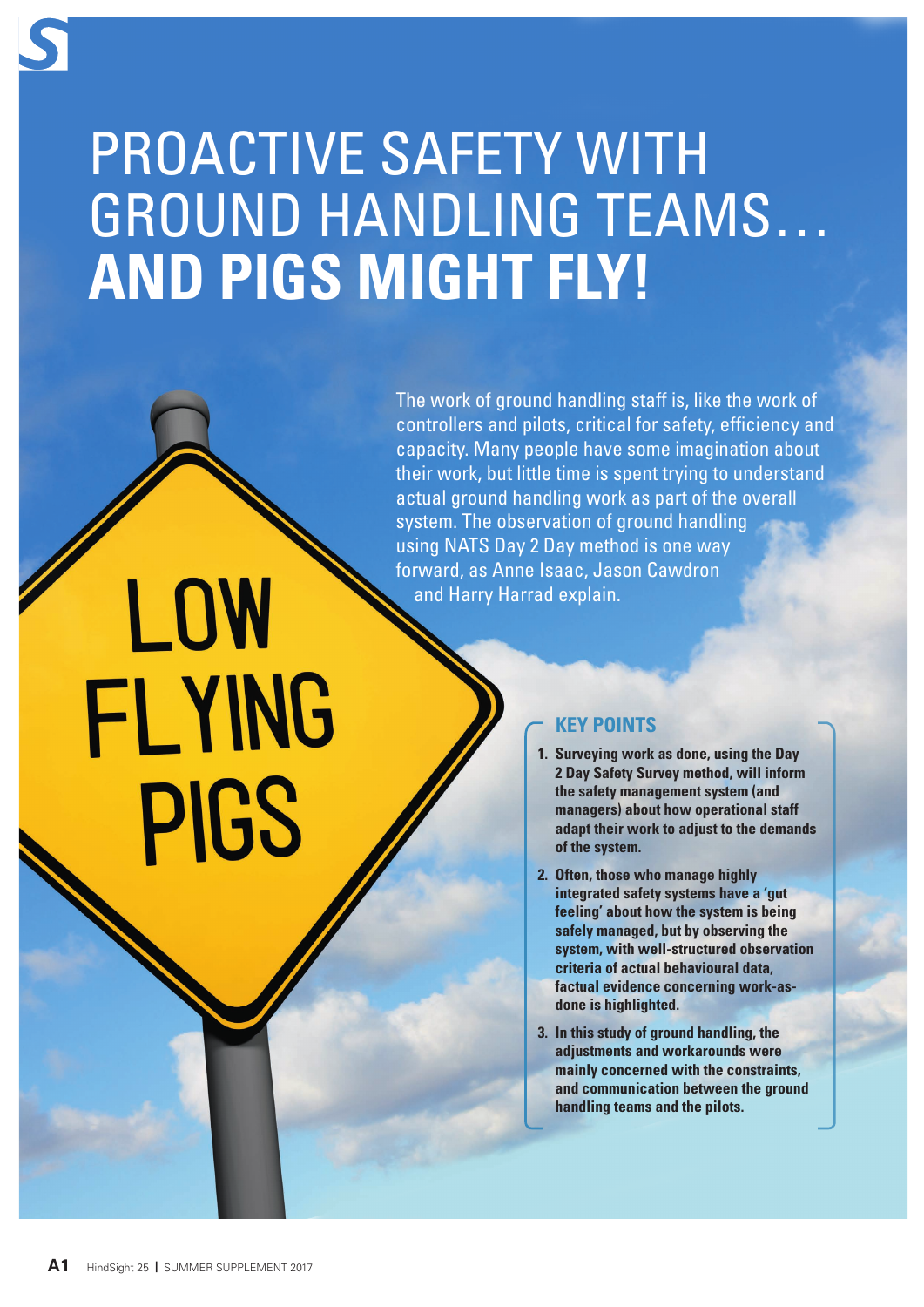# PROACTIVE SAFETY WITH GROUND HANDLING TEAMS… **AND PIGS MIGHT FLY!**

The work of ground handling staff is, like the work of controllers and pilots, critical for safety, efficiency and capacity. Many people have some imagination about their work, but little time is spent trying to understand actual ground handling work as part of the overall system. The observation of ground handling using NATS Day 2 Day method is one way forward, as Anne Isaac, Jason Cawdron and Harry Harrad explain.

LOW FLYING PIGS

## KEY POINTS

1. **Surveying work as done, using the Day 2 Day Safety Survey method, will inform the safety management system (and managers) about how operational staff adapt their work to adjust to the demands of the system.**
2. **Often, those who manage highly integrated safety systems have a 'gut feeling' about how the system is being safely managed, but by observing the system, with well-structured observation criteria of actual behavioural data, factual evidence concerning work-as-done is highlighted.**
3. **In this study of ground handling, the adjustments and workarounds were mainly concerned with the constraints, and communication between the ground handling teams and the pilots.**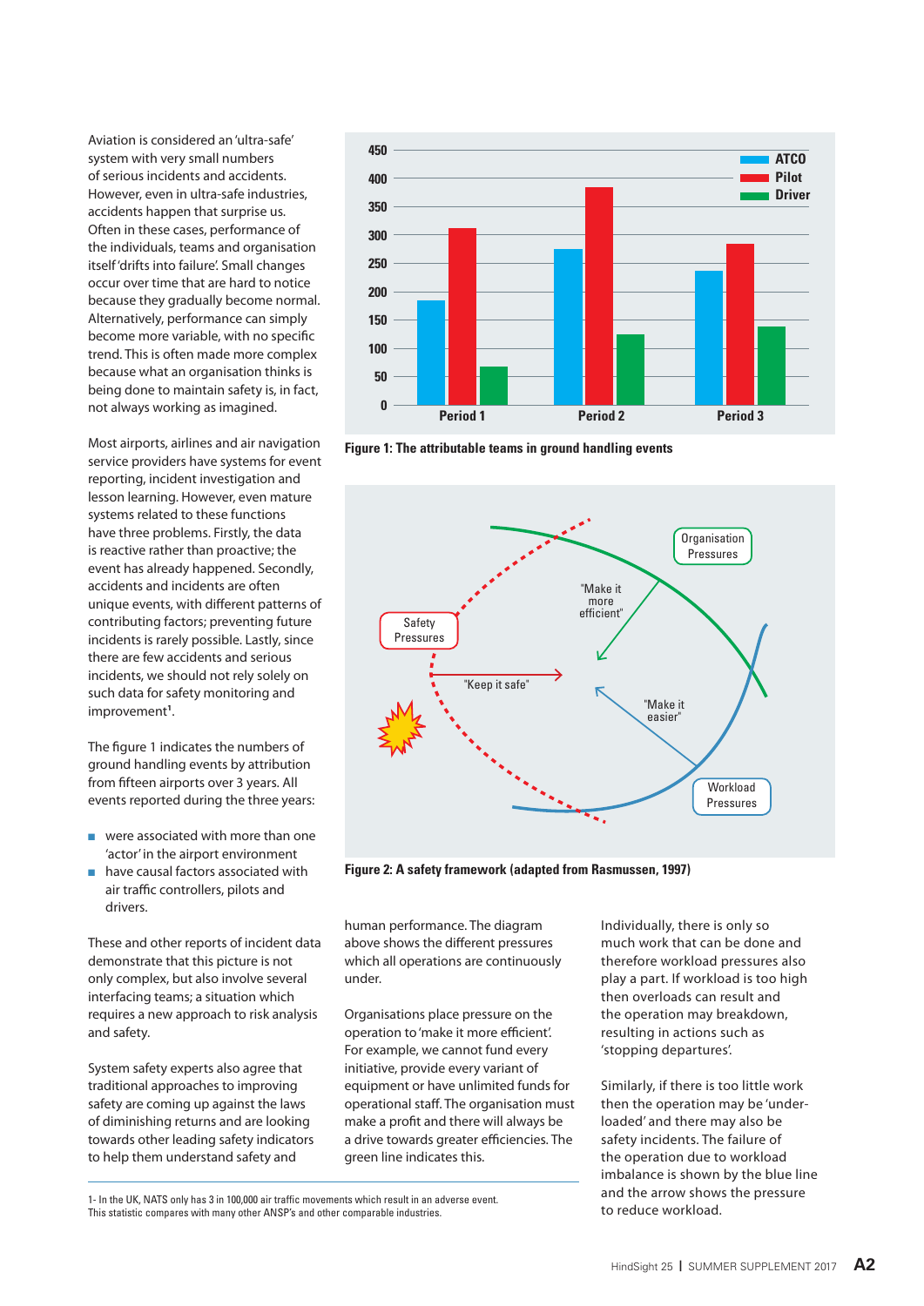Aviation is considered an 'ultra-safe' system with very small numbers of serious incidents and accidents. However, even in ultra-safe industries, accidents happen that surprise us. Often in these cases, performance of the individuals, teams and organisation itself 'drifts into failure'. Small changes occur over time that are hard to notice because they gradually become normal. Alternatively, performance can simply become more variable, with no specific trend. This is often made more complex because what an organisation thinks is being done to maintain safety is, in fact, not always working as imagined.

Most airports, airlines and air navigation service providers have systems for event reporting, incident investigation and lesson learning. However, even mature systems related to these functions have three problems. Firstly, the data is reactive rather than proactive; the event has already happened. Secondly, accidents and incidents are often unique events, with different patterns of contributing factors; preventing future incidents is rarely possible. Lastly, since there are few accidents and serious incidents, we should not rely solely on such data for safety monitoring and improvement[1].

The figure 1 indicates the numbers of ground handling events by attribution from fifteen airports over 3 years. All events reported during the three years:

- were associated with more than one 'actor' in the airport environment
- have causal factors associated with air traffic controllers, pilots and drivers.

These and other reports of incident data demonstrate that this picture is not only complex, but also involve several interfacing teams; a situation which requires a new approach to risk analysis and safety.

System safety experts also agree that traditional approaches to improving safety are coming up against the laws of diminishing returns and are looking towards other leading safety indicators to help them understand safety and human performance. The diagram above shows the different pressures which all operations are continuously under.

Figure 1: The attributable teams in ground handling events

Figure 2: A safety framework (adapted from Rasmussen, 1997)

Organisations place pressure on the operation to 'make it more efficient'. For example, we cannot fund every initiative, provide every variant of equipment or have unlimited funds for operational staff. The organisation must make a profit and there will always be a drive towards greater efficiencies. The green line indicates this.

Individually, there is only so much work that can be done and therefore workload pressures also play a part. If workload is too high then overloads can result and the operation may breakdown, resulting in actions such as 'stopping departures'.

Similarly, if there is too little work then the operation may be 'under-loaded' and there may also be safety incidents. The failure of the operation due to workload imbalance is shown by the blue line and the arrow shows the pressure to reduce workload.

1- In the UK, NATS only has 3 in 100,000 air traffic movements which result in an adverse event. This statistic compares with many other ANSP's and other comparable industries.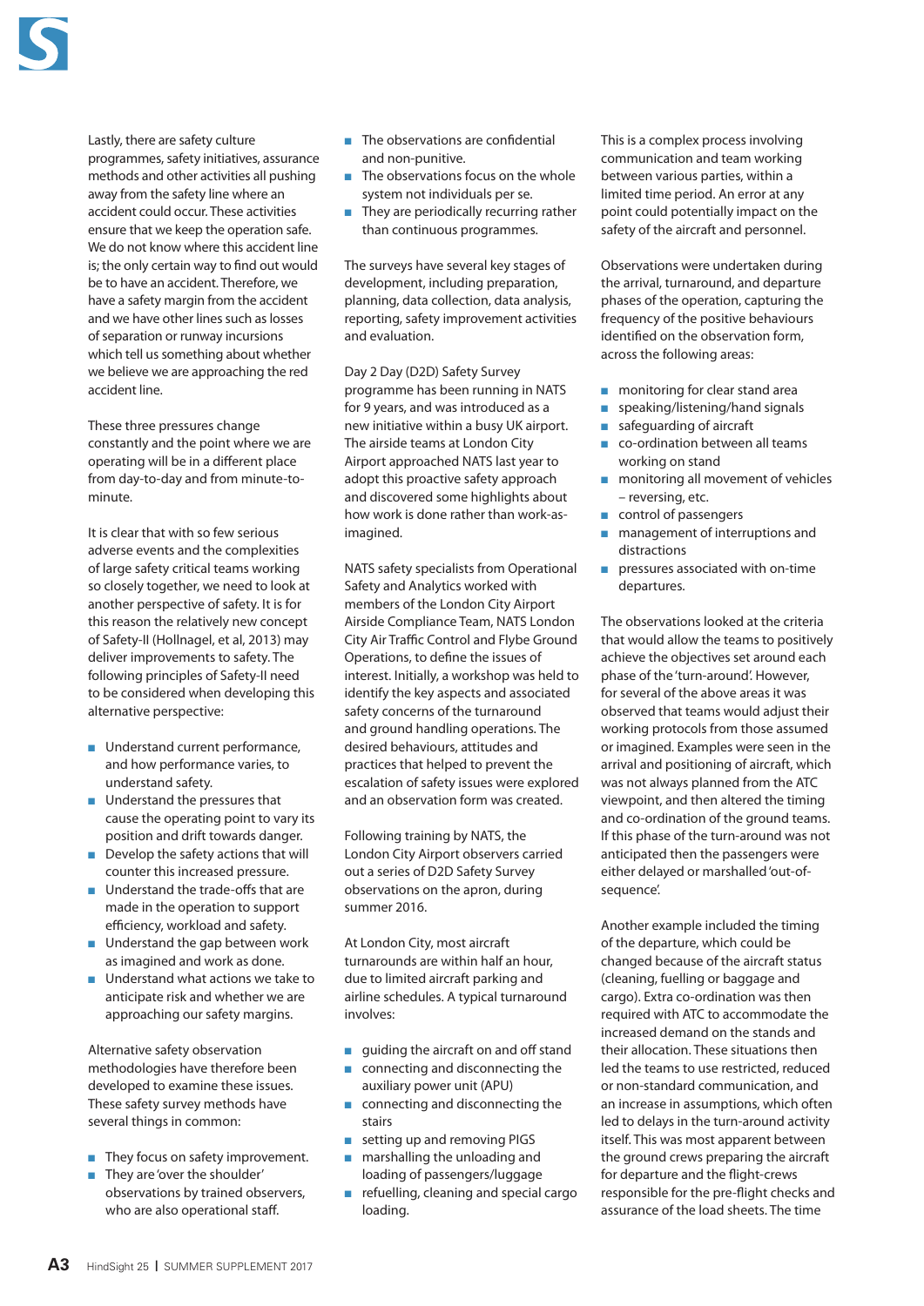Lastly, there are safety culture programmes, safety initiatives, assurance methods and other activities all pushing away from the safety line where an accident could occur. These activities ensure that we keep the operation safe. We do not know where this accident line is; the only certain way to find out would be to have an accident. Therefore, we have a safety margin from the accident and we have other lines such as losses of separation or runway incursions which tell us something about whether we believe we are approaching the red accident line.

These three pressures change constantly and the point where we are operating will be in a different place from day-to-day and from minute-to-minute.

It is clear that with so few serious adverse events and the complexities of large safety critical teams working so closely together, we need to look at another perspective of safety. It is for this reason the relatively new concept of Safety-II (Hollnagel, et al, 2013) may deliver improvements to safety. The following principles of Safety-II need to be considered when developing this alternative perspective:

- Understand current performance, and how performance varies, to understand safety.
- Understand the pressures that cause the operating point to vary its position and drift towards danger.
- Develop the safety actions that will counter this increased pressure.
- Understand the trade-offs that are made in the operation to support efficiency, workload and safety.
- Understand the gap between work as imagined and work as done.
- Understand what actions we take to anticipate risk and whether we are approaching our safety margins.

Alternative safety observation methodologies have therefore been developed to examine these issues. These safety survey methods have several things in common:

- They focus on safety improvement.
- They are 'over the shoulder' observations by trained observers, who are also operational staff.
- The observations are confidential and non-punitive.
- The observations focus on the whole system not individuals per se.
- They are periodically recurring rather than continuous programmes.

The surveys have several key stages of development, including preparation, planning, data collection, data analysis, reporting, safety improvement activities and evaluation.

Day 2 Day (D2D) Safety Survey programme has been running in NATS for 9 years, and was introduced as a new initiative within a busy UK airport. The airside teams at London City Airport approached NATS last year to adopt this proactive safety approach and discovered some highlights about how work is done rather than work-as-imagined.

NATS safety specialists from Operational Safety and Analytics worked with members of the London City Airport Airside Compliance Team, NATS London City Air Traffic Control and Flybe Ground Operations, to define the issues of interest. Initially, a workshop was held to identify the key aspects and associated safety concerns of the turnaround and ground handling operations. The desired behaviours, attitudes and practices that helped to prevent the escalation of safety issues were explored and an observation form was created.

Following training by NATS, the London City Airport observers carried out a series of D2D Safety Survey observations on the apron, during summer 2016.

At London City, most aircraft turnarounds are within half an hour, due to limited aircraft parking and airline schedules. A typical turnaround involves:

- guiding the aircraft on and off stand
- connecting and disconnecting the auxiliary power unit (APU)
- connecting and disconnecting the stairs
- setting up and removing PIGS
- marshalling the unloading and loading of passengers/luggage
- refuelling, cleaning and special cargo loading.

This is a complex process involving communication and team working between various parties, within a limited time period. An error at any point could potentially impact on the safety of the aircraft and personnel.

Observations were undertaken during the arrival, turnaround, and departure phases of the operation, capturing the frequency of the positive behaviours identified on the observation form, across the following areas:

- monitoring for clear stand area
- speaking/listening/hand signals
- safeguarding of aircraft
- co-ordination between all teams working on stand
- monitoring all movement of vehicles – reversing, etc.
- control of passengers
- management of interruptions and distractions
- pressures associated with on-time departures.

The observations looked at the criteria that would allow the teams to positively achieve the objectives set around each phase of the 'turn-around'. However, for several of the above areas it was observed that teams would adjust their working protocols from those assumed or imagined. Examples were seen in the arrival and positioning of aircraft, which was not always planned from the ATC viewpoint, and then altered the timing and co-ordination of the ground teams. If this phase of the turn-around was not anticipated then the passengers were either delayed or marshalled 'out-of-sequence'.

Another example included the timing of the departure, which could be changed because of the aircraft status (cleaning, fuelling or baggage and cargo). Extra co-ordination was then required with ATC to accommodate the increased demand on the stands and their allocation. These situations then led the teams to use restricted, reduced or non-standard communication, and an increase in assumptions, which often led to delays in the turn-around activity itself. This was most apparent between the ground crews preparing the aircraft for departure and the flight-crews responsible for the pre-flight checks and assurance of the load sheets. The time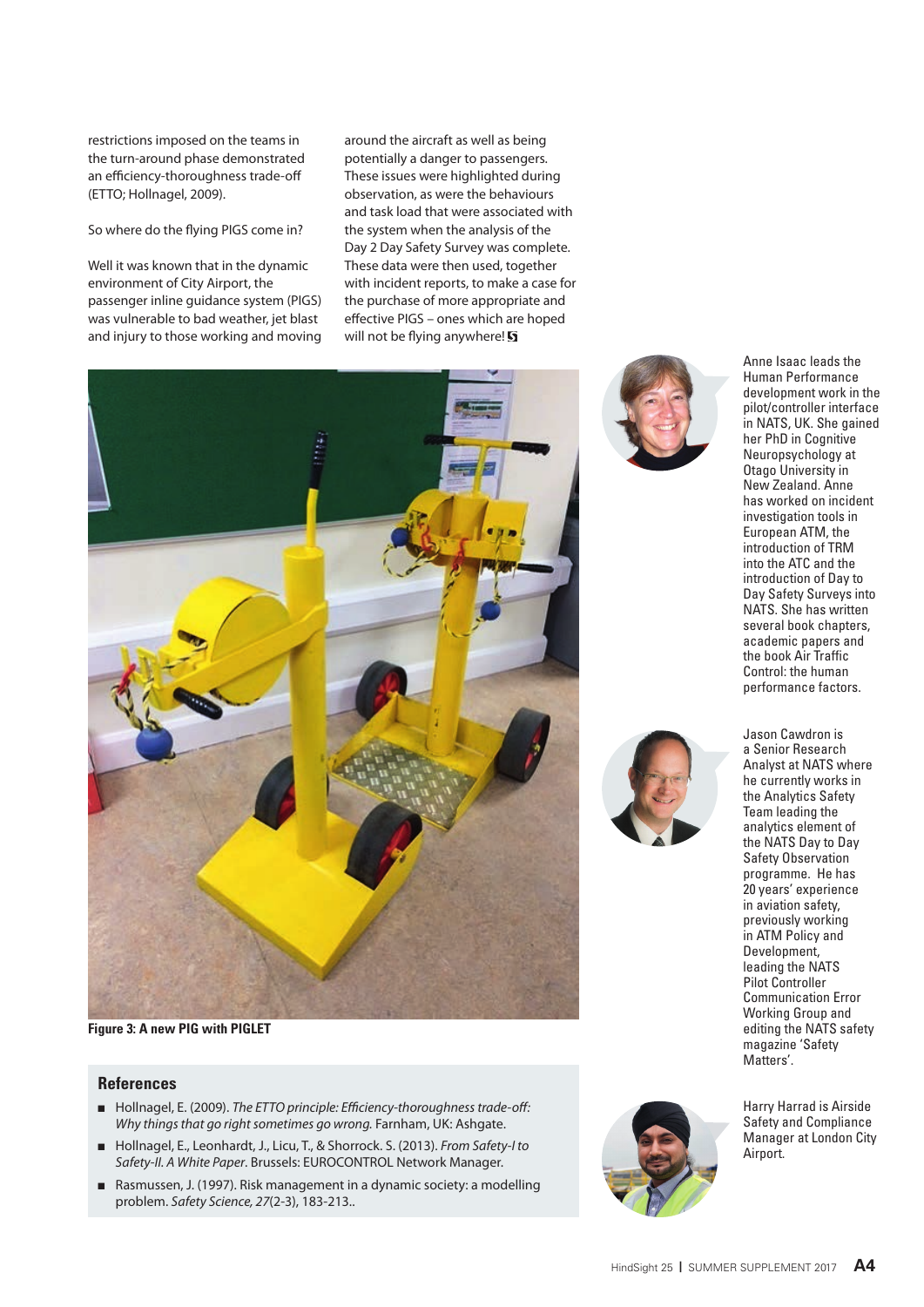restrictions imposed on the teams in the turn-around phase demonstrated an efficiency-thoroughness trade-off (ETTO; Hollnagel, 2009).

So where do the flying PIGS come in?

Well it was known that in the dynamic environment of City Airport, the passenger inline guidance system (PIGS) was vulnerable to bad weather, jet blast and injury to those working and moving around the aircraft as well as being potentially a danger to passengers. These issues were highlighted during observation, as were the behaviours and task load that were associated with the system when the analysis of the Day 2 Day Safety Survey was complete. These data were then used, together with incident reports, to make a case for the purchase of more appropriate and effective PIGS – ones which are hoped will not be flying anywhere!

**Figure 3: A new PIG with PIGLET**

## References

- Hollnagel, E. (2009). *The ETTO principle: Efficiency-thoroughness trade-off: Why things that go right sometimes go wrong.* Farnham, UK: Ashgate.
- Hollnagel, E., Leonhardt, J., Licu, T., & Shorrock. S. (2013). *From Safety-I to Safety-II. A White Paper*. Brussels: EUROCONTROL Network Manager.
- Rasmussen, J. (1997). Risk management in a dynamic society: a modelling problem. *Safety Science, 27*(2-3), 183-213..

Anne Isaac leads the Human Performance development work in the pilot/controller interface in NATS, UK. She gained her PhD in Cognitive Neuropsychology at Otago University in New Zealand. Anne has worked on incident investigation tools in European ATM, the introduction of TRM into the ATC and the introduction of Day to Day Safety Surveys into NATS. She has written several book chapters, academic papers and the book Air Traffic Control: the human performance factors.

Jason Cawdron is a Senior Research Analyst at NATS where he currently works in the Analytics Safety Team leading the analytics element of the NATS Day to Day Safety Observation programme. He has 20 years' experience in aviation safety, previously working in ATM Policy and Development, leading the NATS Pilot Controller Communication Error Working Group and editing the NATS safety magazine 'Safety Matters'.

Harry Harrad is Airside Safety and Compliance Manager at London City Airport.